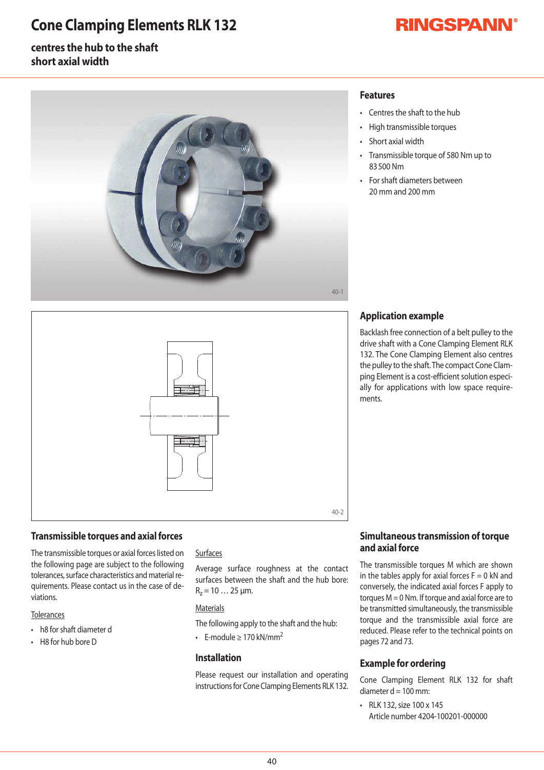# Cone Clamping Elements RLK 132

RINGSPANN®

**centres the hub to the shaft**
**short axial width**

40-1

40-2

## Features

- Centres the shaft to the hub
- High transmissible torques
- Short axial width
- Transmissible torque of 580 Nm up to 83 500 Nm
- For shaft diameters between 20 mm and 200 mm

## Application example

Backlash free connection of a belt pulley to the drive shaft with a Cone Clamping Element RLK 132. The Cone Clamping Element also centres the pulley to the shaft. The compact Cone Clamping Element is a cost-efficient solution especially for applications with low space requirements.

## Transmissible torques and axial forces

The transmissible torques or axial forces listed on the following page are subject to the following tolerances, surface characteristics and material requirements. Please contact us in the case of deviations.

Tolerances

- h8 for shaft diameter d
- H8 for hub bore D

Surfaces

Average surface roughness at the contact surfaces between the shaft and the hub bore: $R_z$ = 10 … 25 µm.

Materials

The following apply to the shaft and the hub:

- E-module ≥ 170 kN/mm$^2$

## Installation

Please request our installation and operating instructions for Cone Clamping Elements RLK 132.

## Simultaneous transmission of torque and axial force

The transmissible torques M which are shown in the tables apply for axial forces F = 0 kN and conversely, the indicated axial forces F apply to torques M = 0 Nm. If torque and axial force are to be transmitted simultaneously, the transmissible torque and the transmissible axial force are reduced. Please refer to the technical points on pages 72 and 73.

## Example for ordering

Cone Clamping Element RLK 132 for shaft diameter d = 100 mm:

- RLK 132, size 100 x 145
  Article number 4204-100201-000000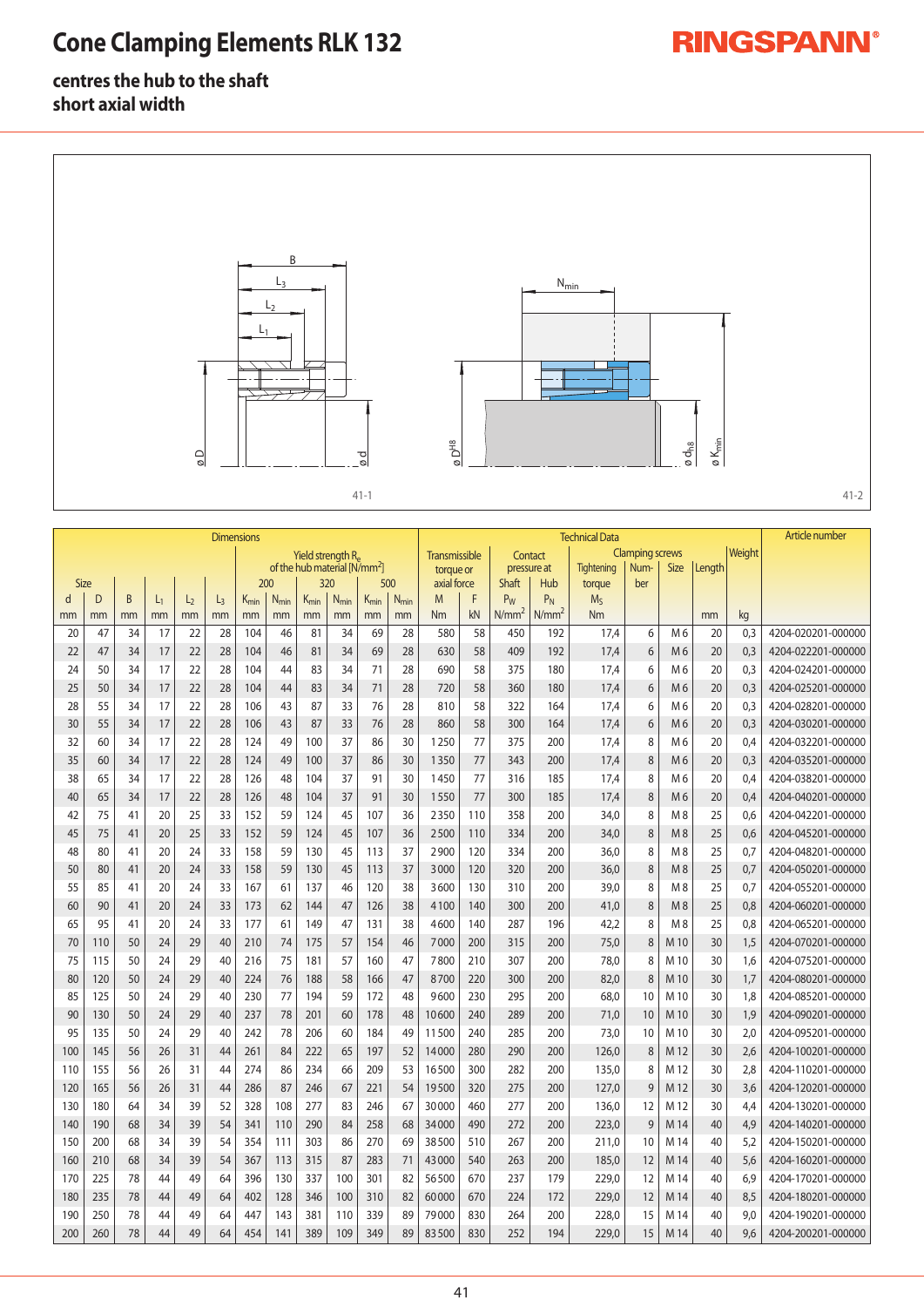# Cone Clamping Elements RLK 132

## centres the hub to the shaft
## short axial width

B
$L_3$
$L_2$
$L_1$
ø D
ø d
41-1

$N_{min}$
ø $D^{H8}$
ø $d_{h8}$
ø $K_{min}$
41-2

| Dimensions | | | | | | | | | | | | Technical Data | | | | | | | | | Article number |
|---|---|---|---|---|---|---|---|---|---|---|---|---|---|---|---|---|---|---|---|---|---|
| Size | | | | | | Yield strength $R_e$ of the hub material [N/mm²] | | | | | | Transmissible torque or axial force | | Contact pressure at | | Clamping screws | | | | Weight | |
| | | | | | | 200 | | 320 | | 500 | | | | Shaft | Hub | Tightening torque | Number | Size | Length | | |
| d | D | B | $L_1$ | $L_2$ | $L_3$ | $K_{min}$ | $N_{min}$ | $K_{min}$ | $N_{min}$ | $K_{min}$ | $N_{min}$ | M | F | $P_W$ | $P_N$ | $M_S$ | | | | | |
| mm | mm | mm | mm | mm | mm | mm | mm | mm | mm | mm | mm | Nm | kN | N/mm² | N/mm² | Nm | | | mm | kg | |
| 20 | 47 | 34 | 17 | 22 | 28 | 104 | 46 | 81 | 34 | 69 | 28 | 580 | 58 | 450 | 192 | 17,4 | 6 | M 6 | 20 | 0,3 | 4204-020201-000000 |
| 22 | 47 | 34 | 17 | 22 | 28 | 104 | 46 | 81 | 34 | 69 | 28 | 630 | 58 | 409 | 192 | 17,4 | 6 | M 6 | 20 | 0,3 | 4204-022201-000000 |
| 24 | 50 | 34 | 17 | 22 | 28 | 104 | 44 | 83 | 34 | 71 | 28 | 690 | 58 | 375 | 180 | 17,4 | 6 | M 6 | 20 | 0,3 | 4204-024201-000000 |
| 25 | 50 | 34 | 17 | 22 | 28 | 104 | 44 | 83 | 34 | 71 | 28 | 720 | 58 | 360 | 180 | 17,4 | 6 | M 6 | 20 | 0,3 | 4204-025201-000000 |
| 28 | 55 | 34 | 17 | 22 | 28 | 106 | 43 | 87 | 33 | 76 | 28 | 810 | 58 | 322 | 164 | 17,4 | 6 | M 6 | 20 | 0,3 | 4204-028201-000000 |
| 30 | 55 | 34 | 17 | 22 | 28 | 106 | 43 | 87 | 33 | 76 | 28 | 860 | 58 | 300 | 164 | 17,4 | 6 | M 6 | 20 | 0,3 | 4204-030201-000000 |
| 32 | 60 | 34 | 17 | 22 | 28 | 124 | 49 | 100 | 37 | 86 | 30 | 1 250 | 77 | 375 | 200 | 17,4 | 8 | M 6 | 20 | 0,4 | 4204-032201-000000 |
| 35 | 60 | 34 | 17 | 22 | 28 | 124 | 49 | 100 | 37 | 86 | 30 | 1 350 | 77 | 343 | 200 | 17,4 | 8 | M 6 | 20 | 0,3 | 4204-035201-000000 |
| 38 | 65 | 34 | 17 | 22 | 28 | 126 | 48 | 104 | 37 | 91 | 30 | 1 450 | 77 | 316 | 185 | 17,4 | 8 | M 6 | 20 | 0,4 | 4204-038201-000000 |
| 40 | 65 | 34 | 17 | 22 | 28 | 126 | 48 | 104 | 37 | 91 | 30 | 1 550 | 77 | 300 | 185 | 17,4 | 8 | M 6 | 20 | 0,4 | 4204-040201-000000 |
| 42 | 75 | 41 | 20 | 25 | 33 | 152 | 59 | 124 | 45 | 107 | 36 | 2 350 | 110 | 358 | 200 | 34,0 | 8 | M 8 | 25 | 0,6 | 4204-042201-000000 |
| 45 | 75 | 41 | 20 | 25 | 33 | 152 | 59 | 124 | 45 | 107 | 36 | 2 500 | 110 | 334 | 200 | 34,0 | 8 | M 8 | 25 | 0,6 | 4204-045201-000000 |
| 48 | 80 | 41 | 20 | 24 | 33 | 158 | 59 | 130 | 45 | 113 | 37 | 2 900 | 120 | 334 | 200 | 36,0 | 8 | M 8 | 25 | 0,7 | 4204-048201-000000 |
| 50 | 80 | 41 | 20 | 24 | 33 | 158 | 59 | 130 | 45 | 113 | 37 | 3 000 | 120 | 320 | 200 | 36,0 | 8 | M 8 | 25 | 0,7 | 4204-050201-000000 |
| 55 | 85 | 41 | 20 | 24 | 33 | 167 | 61 | 137 | 46 | 120 | 38 | 3 600 | 130 | 310 | 200 | 39,0 | 8 | M 8 | 25 | 0,7 | 4204-055201-000000 |
| 60 | 90 | 41 | 20 | 24 | 33 | 173 | 62 | 144 | 47 | 126 | 38 | 4 100 | 140 | 300 | 200 | 41,0 | 8 | M 8 | 25 | 0,8 | 4204-060201-000000 |
| 65 | 95 | 41 | 20 | 24 | 33 | 177 | 61 | 149 | 47 | 131 | 38 | 4 600 | 140 | 287 | 196 | 42,2 | 8 | M 8 | 25 | 0,8 | 4204-065201-000000 |
| 70 | 110 | 50 | 24 | 29 | 40 | 210 | 74 | 175 | 57 | 154 | 46 | 7 000 | 200 | 315 | 200 | 75,0 | 8 | M 10 | 30 | 1,5 | 4204-070201-000000 |
| 75 | 115 | 50 | 24 | 29 | 40 | 216 | 75 | 181 | 57 | 160 | 47 | 7 800 | 210 | 307 | 200 | 78,0 | 8 | M 10 | 30 | 1,6 | 4204-075201-000000 |
| 80 | 120 | 50 | 24 | 29 | 40 | 224 | 76 | 188 | 58 | 166 | 47 | 8 700 | 220 | 300 | 200 | 82,0 | 8 | M 10 | 30 | 1,7 | 4204-080201-000000 |
| 85 | 125 | 50 | 24 | 29 | 40 | 230 | 77 | 194 | 59 | 172 | 48 | 9 600 | 230 | 295 | 200 | 68,0 | 10 | M 10 | 30 | 1,8 | 4204-085201-000000 |
| 90 | 130 | 50 | 24 | 29 | 40 | 237 | 78 | 201 | 60 | 178 | 48 | 10 600 | 240 | 289 | 200 | 71,0 | 10 | M 10 | 30 | 1,9 | 4204-090201-000000 |
| 95 | 135 | 50 | 24 | 29 | 40 | 242 | 78 | 206 | 60 | 184 | 49 | 11 500 | 240 | 285 | 200 | 73,0 | 10 | M 10 | 30 | 2,0 | 4204-095201-000000 |
| 100 | 145 | 56 | 26 | 31 | 44 | 261 | 84 | 222 | 65 | 197 | 52 | 14 000 | 280 | 290 | 200 | 126,0 | 8 | M 12 | 30 | 2,6 | 4204-100201-000000 |
| 110 | 155 | 56 | 26 | 31 | 44 | 274 | 86 | 234 | 66 | 209 | 53 | 16 500 | 300 | 282 | 200 | 135,0 | 8 | M 12 | 30 | 2,8 | 4204-110201-000000 |
| 120 | 165 | 56 | 26 | 31 | 44 | 286 | 87 | 246 | 67 | 221 | 54 | 19 500 | 320 | 275 | 200 | 127,0 | 9 | M 12 | 30 | 3,6 | 4204-120201-000000 |
| 130 | 180 | 64 | 34 | 39 | 52 | 328 | 108 | 277 | 83 | 246 | 67 | 30 000 | 460 | 277 | 200 | 136,0 | 12 | M 12 | 30 | 4,4 | 4204-130201-000000 |
| 140 | 190 | 68 | 34 | 39 | 54 | 341 | 110 | 290 | 84 | 258 | 68 | 34 000 | 490 | 272 | 200 | 223,0 | 9 | M 14 | 40 | 4,9 | 4204-140201-000000 |
| 150 | 200 | 68 | 34 | 39 | 54 | 354 | 111 | 303 | 86 | 270 | 69 | 38 500 | 510 | 267 | 200 | 211,0 | 10 | M 14 | 40 | 5,2 | 4204-150201-000000 |
| 160 | 210 | 68 | 34 | 39 | 54 | 367 | 113 | 315 | 87 | 283 | 71 | 43 000 | 540 | 263 | 200 | 185,0 | 12 | M 14 | 40 | 5,6 | 4204-160201-000000 |
| 170 | 225 | 78 | 44 | 49 | 64 | 396 | 130 | 337 | 100 | 301 | 82 | 56 500 | 670 | 237 | 179 | 229,0 | 12 | M 14 | 40 | 6,9 | 4204-170201-000000 |
| 180 | 235 | 78 | 44 | 49 | 64 | 402 | 128 | 346 | 100 | 310 | 82 | 60 000 | 670 | 224 | 172 | 229,0 | 12 | M 14 | 40 | 8,5 | 4204-180201-000000 |
| 190 | 250 | 78 | 44 | 49 | 64 | 447 | 143 | 381 | 110 | 339 | 89 | 79 000 | 830 | 264 | 200 | 228,0 | 15 | M 14 | 40 | 9,0 | 4204-190201-000000 |
| 200 | 260 | 78 | 44 | 49 | 64 | 454 | 141 | 389 | 109 | 349 | 89 | 83 500 | 830 | 252 | 194 | 229,0 | 15 | M 14 | 40 | 9,6 | 4204-200201-000000 |